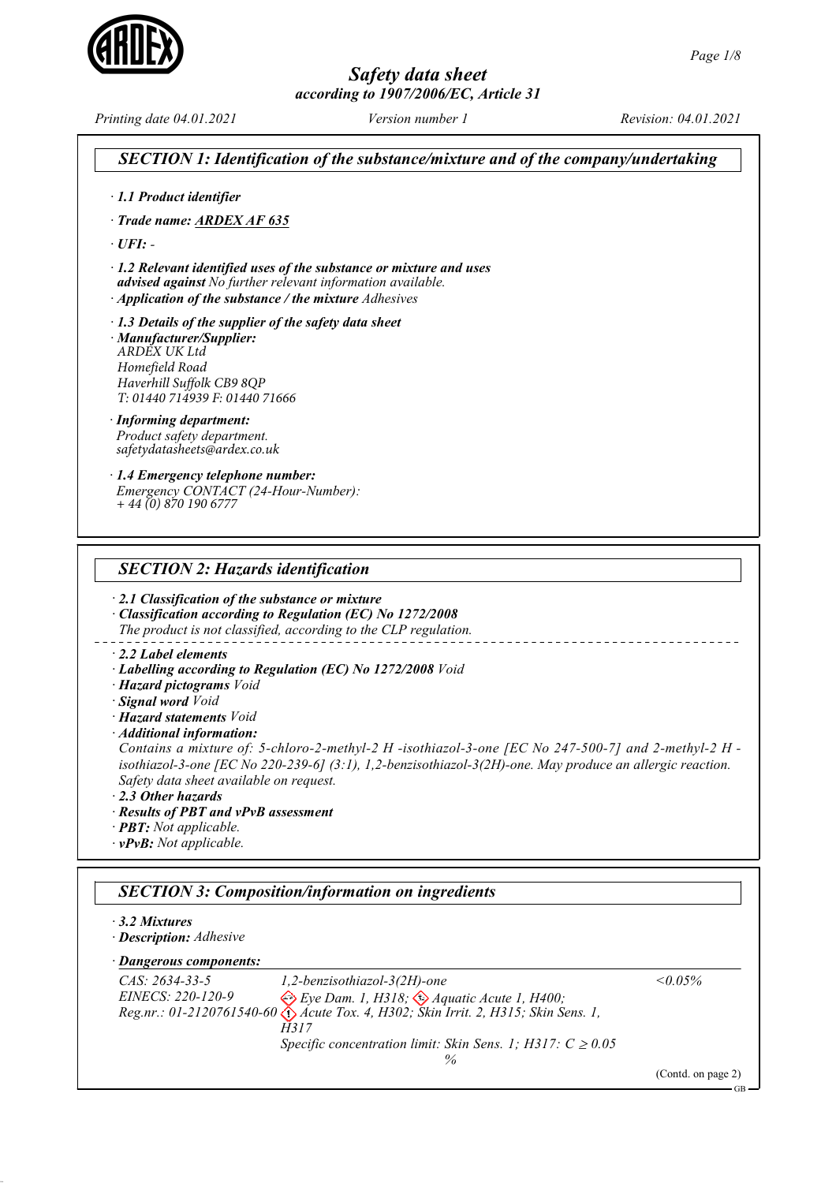# Safety data sheet

*according to 1907/2006/EC, Article 31*

*Printing date 04.01.2021* *Version number 1* *Revision: 04.01.2021*

## SECTION 1: Identification of the substance/mixture and of the company/undertaking

· **1.1 Product identifier**

· **Trade name: ARDEX AF 635**

· **UFI:** -

· **1.2 Relevant identified uses of the substance or mixture and uses advised against** *No further relevant information available.*

· **Application of the substance / the mixture** *Adhesives*

· **1.3 Details of the supplier of the safety data sheet**

· **Manufacturer/Supplier:**
*ARDEX UK Ltd*
*Homefield Road*
*Haverhill Suffolk CB9 8QP*
*T: 01440 714939 F: 01440 71666*

· **Informing department:**
*Product safety department.*
*safetydatasheets@ardex.co.uk*

· **1.4 Emergency telephone number:**
*Emergency CONTACT (24-Hour-Number):*
*+ 44 (0) 870 190 6777*

## SECTION 2: Hazards identification

· **2.1 Classification of the substance or mixture**

· **Classification according to Regulation (EC) No 1272/2008**
*The product is not classified, according to the CLP regulation.*

· **2.2 Label elements**

· **Labelling according to Regulation (EC) No 1272/2008** *Void*

· **Hazard pictograms** *Void*

· **Signal word** *Void*

· **Hazard statements** *Void*

· **Additional information:**
*Contains a mixture of: 5-chloro-2-methyl-2 H -isothiazol-3-one [EC No 247-500-7] and 2-methyl-2 H - isothiazol-3-one [EC No 220-239-6] (3:1), 1,2-benzisothiazol-3(2H)-one. May produce an allergic reaction. Safety data sheet available on request.*

· **2.3 Other hazards**

· **Results of PBT and vPvB assessment**

· **PBT:** *Not applicable.*

· **vPvB:** *Not applicable.*

## SECTION 3: Composition/information on ingredients

· **3.2 Mixtures**

· **Description:** *Adhesive*

· **Dangerous components:**

| | | |
|---|---|---|
| CAS: 2634-33-5<br>EINECS: 220-120-9<br>Reg.nr.: 01-2120761540-60 | 1,2-benzisothiazol-3(2H)-one<br>Eye Dam. 1, H318; Aquatic Acute 1, H400; Acute Tox. 4, H302; Skin Irrit. 2, H315; Skin Sens. 1, H317<br>Specific concentration limit: Skin Sens. 1; H317: C ≥ 0.05 % | <0.05% |

(Contd. on page 2)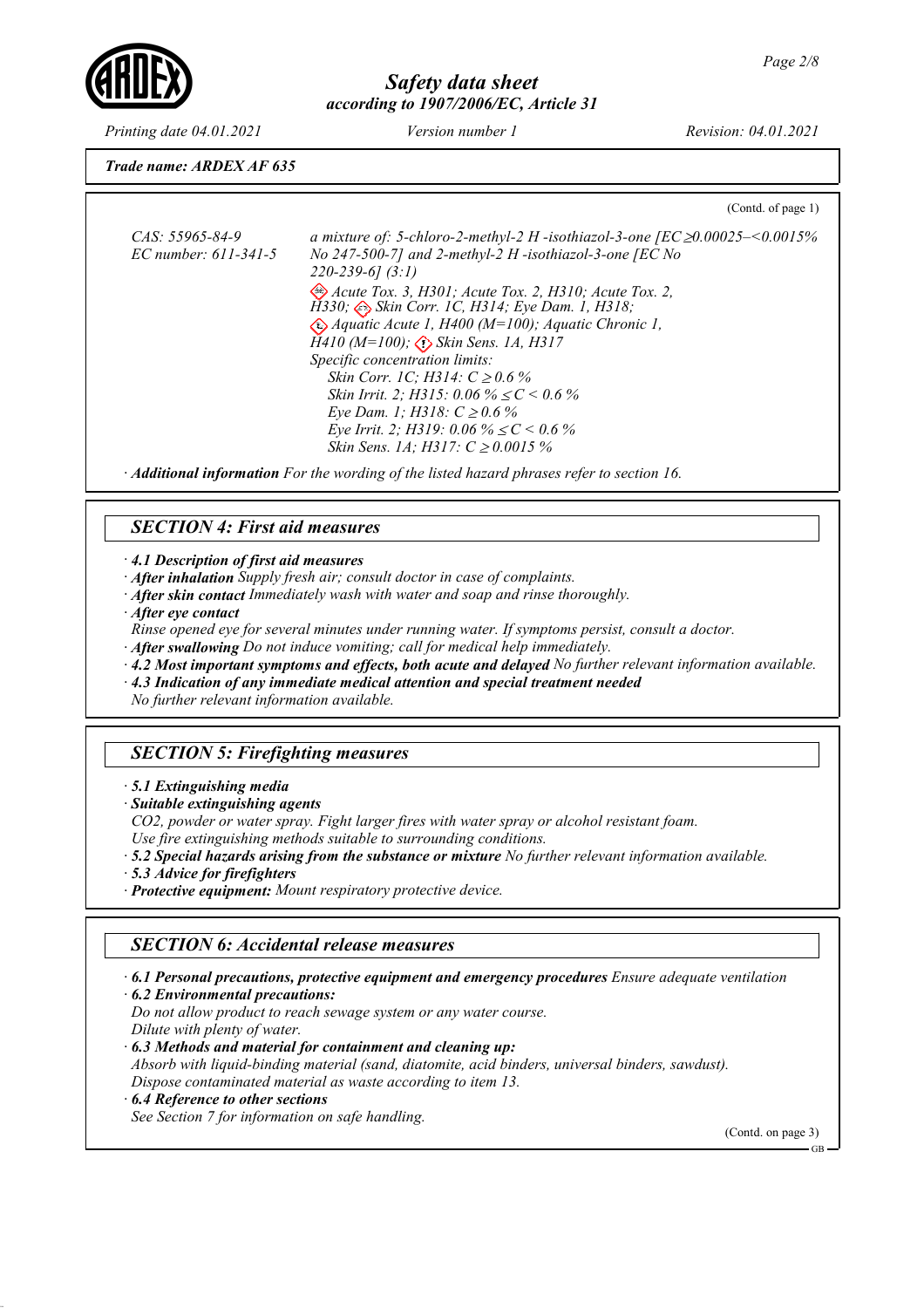*Trade name: ARDEX AF 635*

(Contd. of page 1)

| | | |
|---|---|---|
| CAS: 55965-84-9<br>EC number: 611-341-5 | a mixture of: 5-chloro-2-methyl-2 H -isothiazol-3-one [EC No 247-500-7] and 2-methyl-2 H -isothiazol-3-one [EC No 220-239-6] (3:1)<br>Acute Tox. 3, H301; Acute Tox. 2, H310; Acute Tox. 2, H330; Skin Corr. 1C, H314; Eye Dam. 1, H318; Aquatic Acute 1, H400 (M=100); Aquatic Chronic 1, H410 (M=100); Skin Sens. 1A, H317<br>Specific concentration limits:<br>Skin Corr. 1C; H314: C ≥ 0.6 %<br>Skin Irrit. 2; H315: 0.06 % ≤ C < 0.6 %<br>Eye Dam. 1; H318: C ≥ 0.6 %<br>Eye Irrit. 2; H319: 0.06 % ≤ C < 0.6 %<br>Skin Sens. 1A; H317: C ≥ 0.0015 % | ≥0.00025–<0.0015% |

· ***Additional information*** *For the wording of the listed hazard phrases refer to section 16.*

## SECTION 4: First aid measures

· ***4.1 Description of first aid measures***
· ***After inhalation*** *Supply fresh air; consult doctor in case of complaints.*
· ***After skin contact*** *Immediately wash with water and soap and rinse thoroughly.*
· ***After eye contact***
*Rinse opened eye for several minutes under running water. If symptoms persist, consult a doctor.*
· ***After swallowing*** *Do not induce vomiting; call for medical help immediately.*
· ***4.2 Most important symptoms and effects, both acute and delayed*** *No further relevant information available.*
· ***4.3 Indication of any immediate medical attention and special treatment needed***
*No further relevant information available.*

## SECTION 5: Firefighting measures

· ***5.1 Extinguishing media***
· ***Suitable extinguishing agents***
*CO2, powder or water spray. Fight larger fires with water spray or alcohol resistant foam.*
*Use fire extinguishing methods suitable to surrounding conditions.*
· ***5.2 Special hazards arising from the substance or mixture*** *No further relevant information available.*
· ***5.3 Advice for firefighters***
· ***Protective equipment:*** *Mount respiratory protective device.*

## SECTION 6: Accidental release measures

· ***6.1 Personal precautions, protective equipment and emergency procedures*** *Ensure adequate ventilation*
· ***6.2 Environmental precautions:***
*Do not allow product to reach sewage system or any water course.*
*Dilute with plenty of water.*
· ***6.3 Methods and material for containment and cleaning up:***
*Absorb with liquid-binding material (sand, diatomite, acid binders, universal binders, sawdust).*
*Dispose contaminated material as waste according to item 13.*
· ***6.4 Reference to other sections***
*See Section 7 for information on safe handling.*

(Contd. on page 3)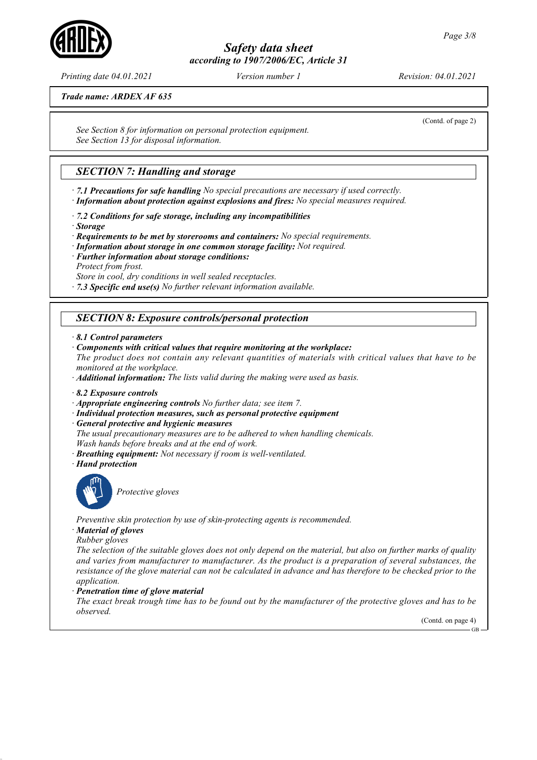*Trade name: ARDEX AF 635*

(Contd. of page 2)

*See Section 8 for information on personal protection equipment.*
*See Section 13 for disposal information.*

## *SECTION 7: Handling and storage*

· ***7.1 Precautions for safe handling*** *No special precautions are necessary if used correctly.*
· ***Information about protection against explosions and fires:*** *No special measures required.*

· ***7.2 Conditions for safe storage, including any incompatibilities***
· ***Storage***
· ***Requirements to be met by storerooms and containers:*** *No special requirements.*
· ***Information about storage in one common storage facility:*** *Not required.*
· ***Further information about storage conditions:***
*Protect from frost.*
*Store in cool, dry conditions in well sealed receptacles.*
· ***7.3 Specific end use(s)*** *No further relevant information available.*

## *SECTION 8: Exposure controls/personal protection*

· ***8.1 Control parameters***
· ***Components with critical values that require monitoring at the workplace:***
*The product does not contain any relevant quantities of materials with critical values that have to be monitored at the workplace.*
· ***Additional information:*** *The lists valid during the making were used as basis.*

· ***8.2 Exposure controls***
· ***Appropriate engineering controls*** *No further data; see item 7.*
· ***Individual protection measures, such as personal protective equipment***
· ***General protective and hygienic measures***
*The usual precautionary measures are to be adhered to when handling chemicals.*
*Wash hands before breaks and at the end of work.*
· ***Breathing equipment:*** *Not necessary if room is well-ventilated.*
· ***Hand protection***

*Protective gloves*

*Preventive skin protection by use of skin-protecting agents is recommended.*
· ***Material of gloves***
*Rubber gloves*
*The selection of the suitable gloves does not only depend on the material, but also on further marks of quality and varies from manufacturer to manufacturer. As the product is a preparation of several substances, the resistance of the glove material can not be calculated in advance and has therefore to be checked prior to the application.*
· ***Penetration time of glove material***
*The exact break trough time has to be found out by the manufacturer of the protective gloves and has to be observed.*

(Contd. on page 4)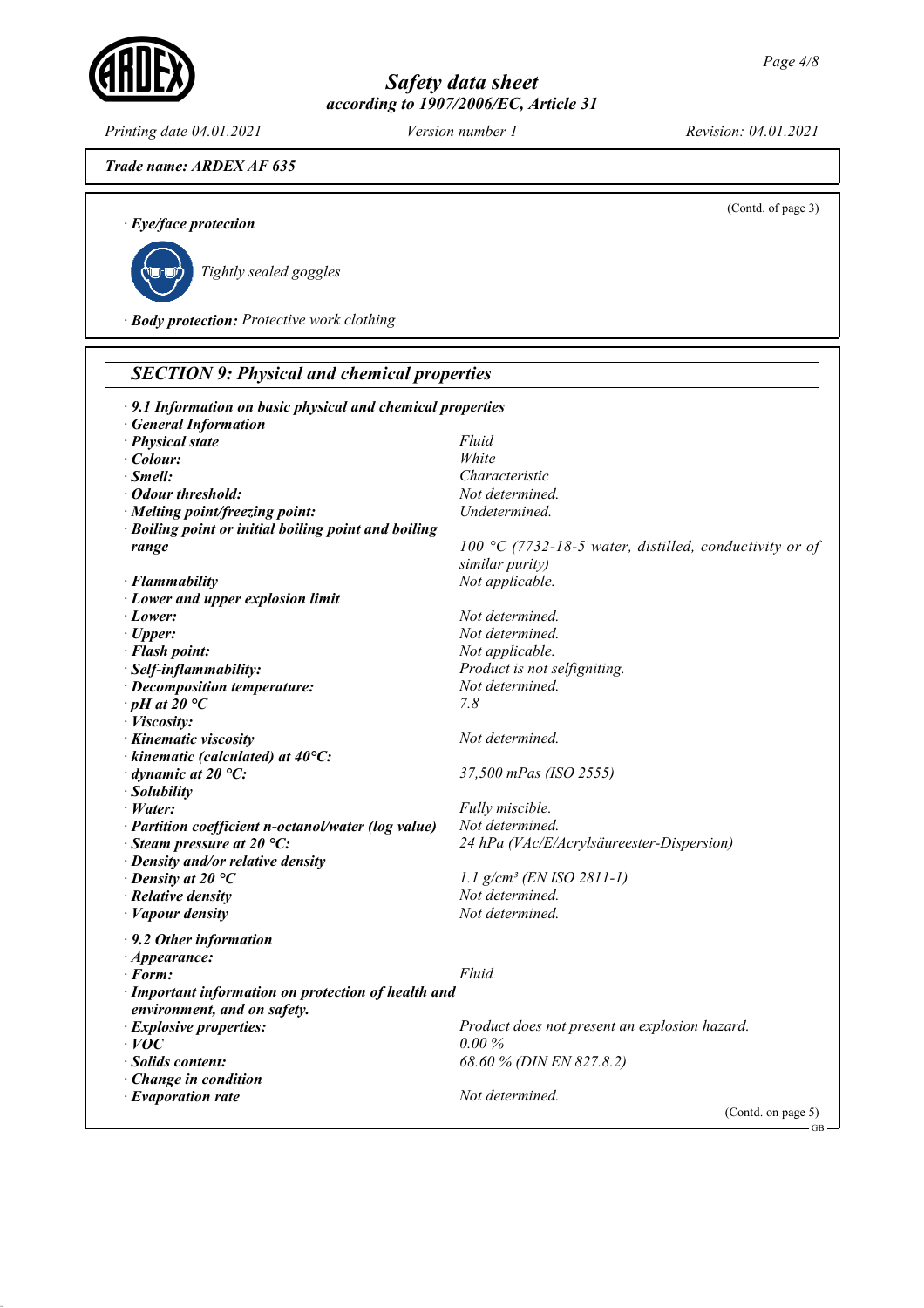**Trade name: ARDEX AF 635**

(Contd. of page 3)

· **Eye/face protection**

Tightly sealed goggles

· **Body protection:** Protective work clothing

## SECTION 9: Physical and chemical properties

· **9.1 Information on basic physical and chemical properties**

· **General Information**

| | |
|---|---|
| · **Physical state** | Fluid |
| · **Colour:** | White |
| · **Smell:** | Characteristic |
| · **Odour threshold:** | Not determined. |
| · **Melting point/freezing point:** | Undetermined. |
| · **Boiling point or initial boiling point and boiling range** | 100 °C (7732-18-5 water, distilled, conductivity or of similar purity) |
| · **Flammability** | Not applicable. |
| · **Lower and upper explosion limit** | |
| · **Lower:** | Not determined. |
| · **Upper:** | Not determined. |
| · **Flash point:** | Not applicable. |
| · **Self-inflammability:** | Product is not selfigniting. |
| · **Decomposition temperature:** | Not determined. |
| · **pH at 20 °C** | 7.8 |
| · **Viscosity:** | |
| · **Kinematic viscosity** | Not determined. |
| · **kinematic (calculated) at 40°C:** | |
| · **dynamic at 20 °C:** | 37,500 mPas (ISO 2555) |
| · **Solubility** | |
| · **Water:** | Fully miscible. |
| · **Partition coefficient n-octanol/water (log value)** | Not determined. |
| · **Steam pressure at 20 °C:** | 24 hPa (VAc/E/Acrylsäureester-Dispersion) |
| · **Density and/or relative density** | |
| · **Density at 20 °C** | 1.1 g/cm³ (EN ISO 2811-1) |
| · **Relative density** | Not determined. |
| · **Vapour density** | Not determined. |

· **9.2 Other information**

| | |
|---|---|
| · **Appearance:** | |
| · **Form:** | Fluid |
| · **Important information on protection of health and environment, and on safety.** | |
| · **Explosive properties:** | Product does not present an explosion hazard. |
| · **VOC** | 0.00 % |
| · **Solids content:** | 68.60 % (DIN EN 827.8.2) |
| · **Change in condition** | |
| · **Evaporation rate** | Not determined. |

(Contd. on page 5)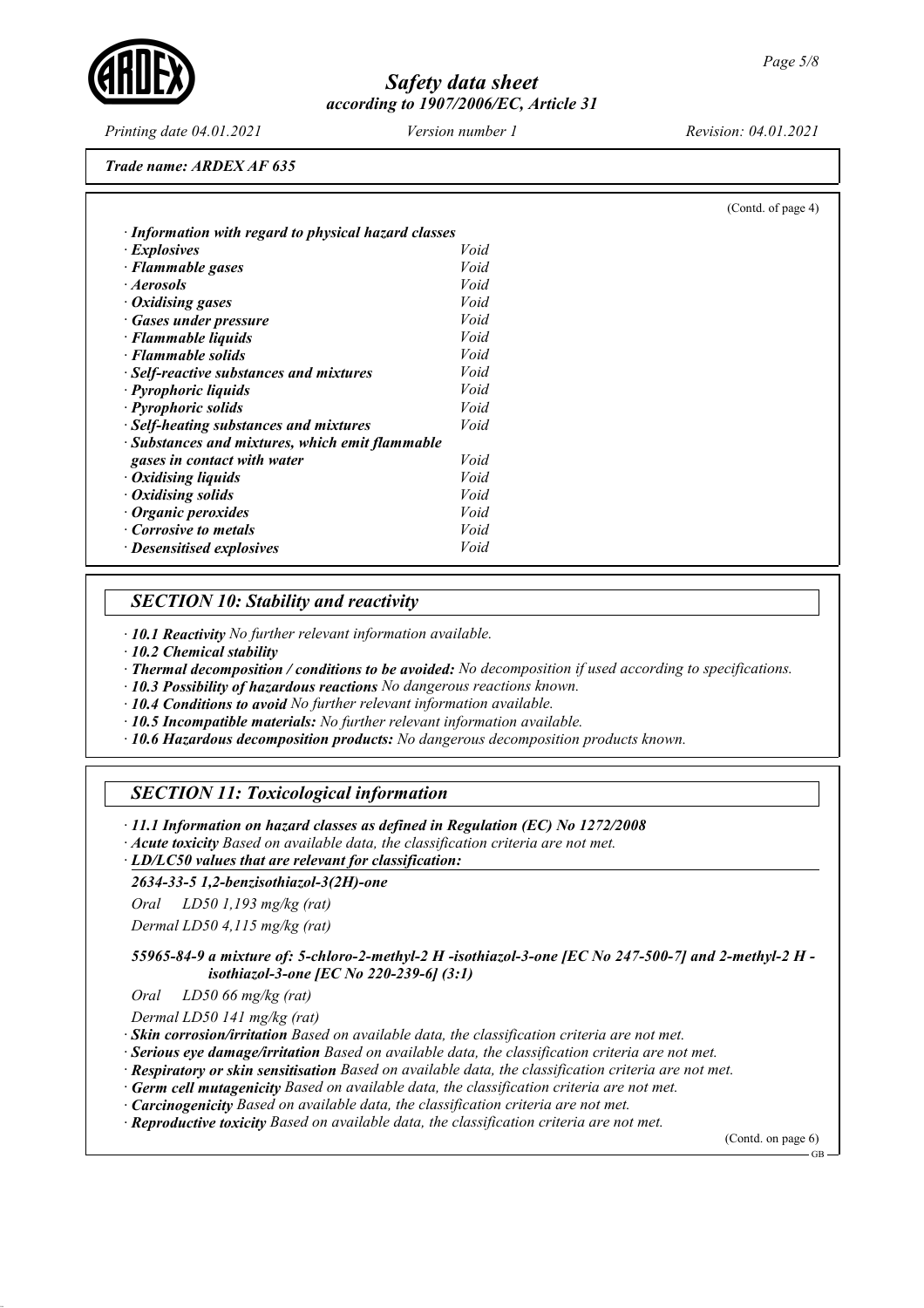Trade name: ARDEX AF 635

(Contd. of page 4)

· **Information with regard to physical hazard classes**

| | |
|---|---|
| · **Explosives** | Void |
| · **Flammable gases** | Void |
| · **Aerosols** | Void |
| · **Oxidising gases** | Void |
| · **Gases under pressure** | Void |
| · **Flammable liquids** | Void |
| · **Flammable solids** | Void |
| · **Self-reactive substances and mixtures** | Void |
| · **Pyrophoric liquids** | Void |
| · **Pyrophoric solids** | Void |
| · **Self-heating substances and mixtures** | Void |
| · **Substances and mixtures, which emit flammable gases in contact with water** | Void |
| · **Oxidising liquids** | Void |
| · **Oxidising solids** | Void |
| · **Organic peroxides** | Void |
| · **Corrosive to metals** | Void |
| · **Desensitised explosives** | Void |

## SECTION 10: Stability and reactivity

· **10.1 Reactivity** *No further relevant information available.*
· **10.2 Chemical stability**
· **Thermal decomposition / conditions to be avoided:** *No decomposition if used according to specifications.*
· **10.3 Possibility of hazardous reactions** *No dangerous reactions known.*
· **10.4 Conditions to avoid** *No further relevant information available.*
· **10.5 Incompatible materials:** *No further relevant information available.*
· **10.6 Hazardous decomposition products:** *No dangerous decomposition products known.*

## SECTION 11: Toxicological information

· **11.1 Information on hazard classes as defined in Regulation (EC) No 1272/2008**
· **Acute toxicity** *Based on available data, the classification criteria are not met.*
· **LD/LC50 values that are relevant for classification:**

**2634-33-5 1,2-benzisothiazol-3(2H)-one**

| | |
|---|---|
| Oral | LD50 1,193 mg/kg (rat) |
| Dermal | LD50 4,115 mg/kg (rat) |

**55965-84-9 a mixture of: 5-chloro-2-methyl-2 H -isothiazol-3-one [EC No 247-500-7] and 2-methyl-2 H - isothiazol-3-one [EC No 220-239-6] (3:1)**

| | |
|---|---|
| Oral | LD50 66 mg/kg (rat) |
| Dermal | LD50 141 mg/kg (rat) |

· **Skin corrosion/irritation** *Based on available data, the classification criteria are not met.*
· **Serious eye damage/irritation** *Based on available data, the classification criteria are not met.*
· **Respiratory or skin sensitisation** *Based on available data, the classification criteria are not met.*
· **Germ cell mutagenicity** *Based on available data, the classification criteria are not met.*
· **Carcinogenicity** *Based on available data, the classification criteria are not met.*
· **Reproductive toxicity** *Based on available data, the classification criteria are not met.*

(Contd. on page 6)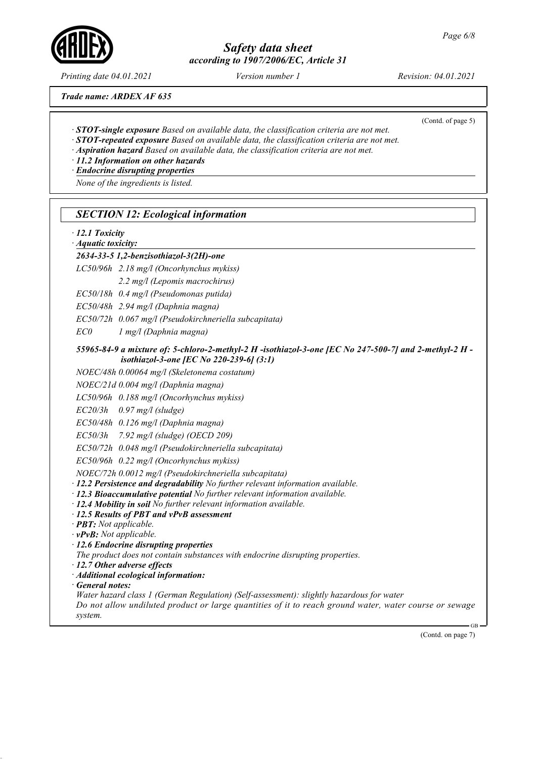*Trade name: ARDEX AF 635*

(Contd. of page 5)

· ***STOT-single exposure*** *Based on available data, the classification criteria are not met.*
· ***STOT-repeated exposure*** *Based on available data, the classification criteria are not met.*
· ***Aspiration hazard*** *Based on available data, the classification criteria are not met.*
· ***11.2 Information on other hazards***
· ***Endocrine disrupting properties***

*None of the ingredients is listed.*

## *SECTION 12: Ecological information*

· ***12.1 Toxicity***
· ***Aquatic toxicity:***

***2634-33-5 1,2-benzisothiazol-3(2H)-one***

| | |
|---|---|
| *LC50/96h* | *2.18 mg/l (Oncorhynchus mykiss)* |
| | *2.2 mg/l (Lepomis macrochirus)* |
| *EC50/18h* | *0.4 mg/l (Pseudomonas putida)* |
| *EC50/48h* | *2.94 mg/l (Daphnia magna)* |
| *EC50/72h* | *0.067 mg/l (Pseudokirchneriella subcapitata)* |
| *EC0* | *1 mg/l (Daphnia magna)* |

***55965-84-9 a mixture of: 5-chloro-2-methyl-2 H -isothiazol-3-one [EC No 247-500-7] and 2-methyl-2 H - isothiazol-3-one [EC No 220-239-6] (3:1)***

*NOEC/48h 0.00064 mg/l (Skeletonema costatum)*

*NOEC/21d 0.004 mg/l (Daphnia magna)*

| | |
|---|---|
| *LC50/96h* | *0.188 mg/l (Oncorhynchus mykiss)* |
| *EC20/3h* | *0.97 mg/l (sludge)* |
| *EC50/48h* | *0.126 mg/l (Daphnia magna)* |
| *EC50/3h* | *7.92 mg/l (sludge) (OECD 209)* |
| *EC50/72h* | *0.048 mg/l (Pseudokirchneriella subcapitata)* |
| *EC50/96h* | *0.22 mg/l (Oncorhynchus mykiss)* |

*NOEC/72h 0.0012 mg/l (Pseudokirchneriella subcapitata)*

· ***12.2 Persistence and degradability*** *No further relevant information available.*
· ***12.3 Bioaccumulative potential*** *No further relevant information available.*
· ***12.4 Mobility in soil*** *No further relevant information available.*
· ***12.5 Results of PBT and vPvB assessment***
· ***PBT:*** *Not applicable.*
· ***vPvB:*** *Not applicable.*
· ***12.6 Endocrine disrupting properties***

*The product does not contain substances with endocrine disrupting properties.*

· ***12.7 Other adverse effects***
· ***Additional ecological information:***
· ***General notes:***

*Water hazard class 1 (German Regulation) (Self-assessment): slightly hazardous for water*

*Do not allow undiluted product or large quantities of it to reach ground water, water course or sewage system.*

(Contd. on page 7)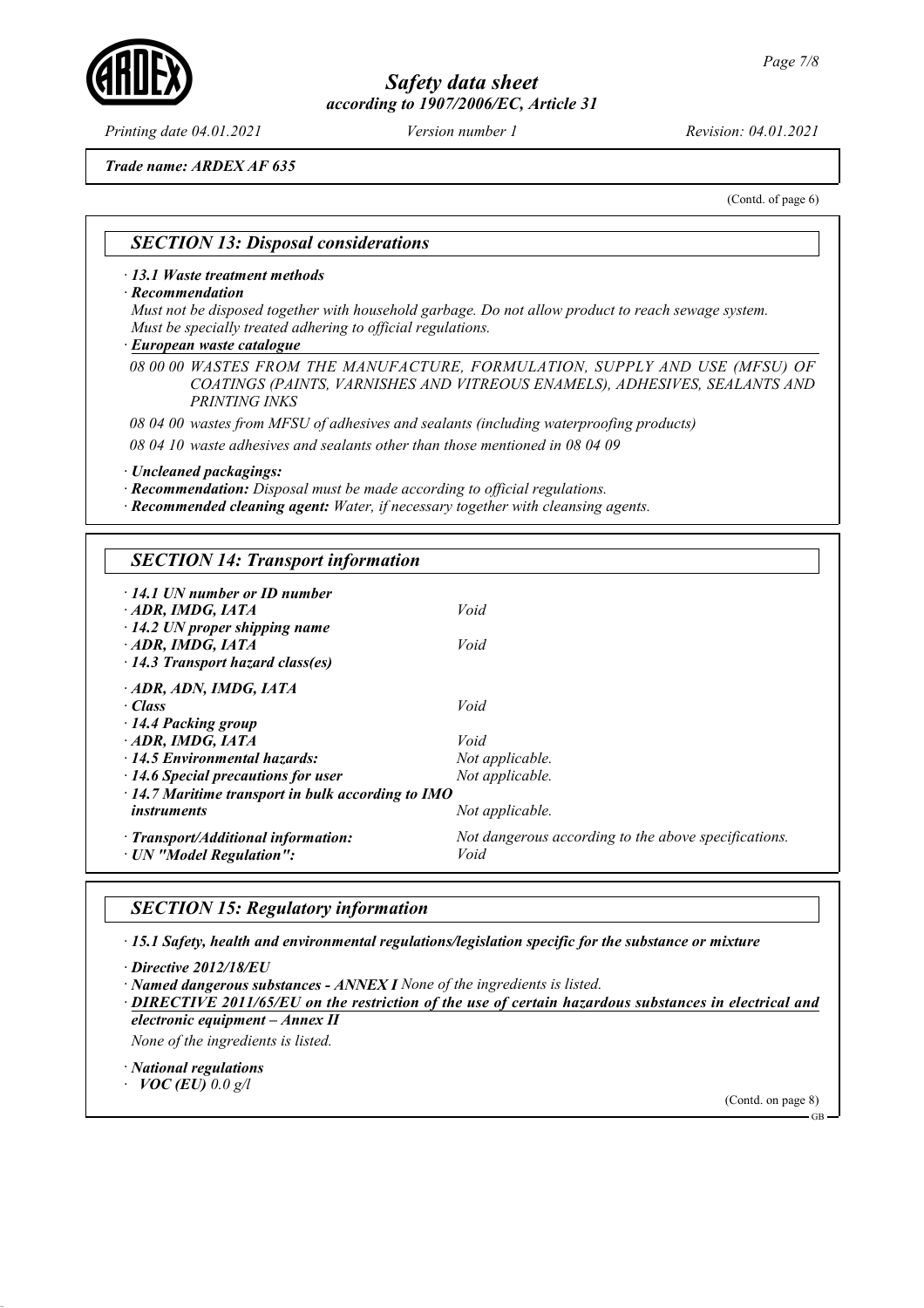*Trade name: ARDEX AF 635*

(Contd. of page 6)

## SECTION 13: Disposal considerations

· ***13.1 Waste treatment methods***

· ***Recommendation***

*Must not be disposed together with household garbage. Do not allow product to reach sewage system. Must be specially treated adhering to official regulations.*

· ***European waste catalogue***

| | |
|---|---|
| *08 00 00* | *WASTES FROM THE MANUFACTURE, FORMULATION, SUPPLY AND USE (MFSU) OF COATINGS (PAINTS, VARNISHES AND VITREOUS ENAMELS), ADHESIVES, SEALANTS AND PRINTING INKS* |
| *08 04 00* | *wastes from MFSU of adhesives and sealants (including waterproofing products)* |
| *08 04 10* | *waste adhesives and sealants other than those mentioned in 08 04 09* |

· ***Uncleaned packagings:***

· ***Recommendation:*** *Disposal must be made according to official regulations.*

· ***Recommended cleaning agent:*** *Water, if necessary together with cleansing agents.*

## SECTION 14: Transport information

| | |
|---|---|
| · ***14.1 UN number or ID number*** | |
| · ***ADR, IMDG, IATA*** | *Void* |
| · ***14.2 UN proper shipping name*** | |
| · ***ADR, IMDG, IATA*** | *Void* |
| · ***14.3 Transport hazard class(es)*** | |
| · ***ADR, ADN, IMDG, IATA*** | |
| · ***Class*** | *Void* |
| · ***14.4 Packing group*** | |
| · ***ADR, IMDG, IATA*** | *Void* |
| · ***14.5 Environmental hazards:*** | *Not applicable.* |
| · ***14.6 Special precautions for user*** | *Not applicable.* |
| · ***14.7 Maritime transport in bulk according to IMO instruments*** | *Not applicable.* |
| · ***Transport/Additional information:*** | *Not dangerous according to the above specifications.* |
| · ***UN "Model Regulation":*** | *Void* |

## SECTION 15: Regulatory information

· ***15.1 Safety, health and environmental regulations/legislation specific for the substance or mixture***

· ***Directive 2012/18/EU***

· ***Named dangerous substances - ANNEX I*** *None of the ingredients is listed.*

· ***DIRECTIVE 2011/65/EU on the restriction of the use of certain hazardous substances in electrical and electronic equipment – Annex II***

*None of the ingredients is listed.*

· ***National regulations***

· ***VOC (EU)*** *0.0 g/l*

(Contd. on page 8)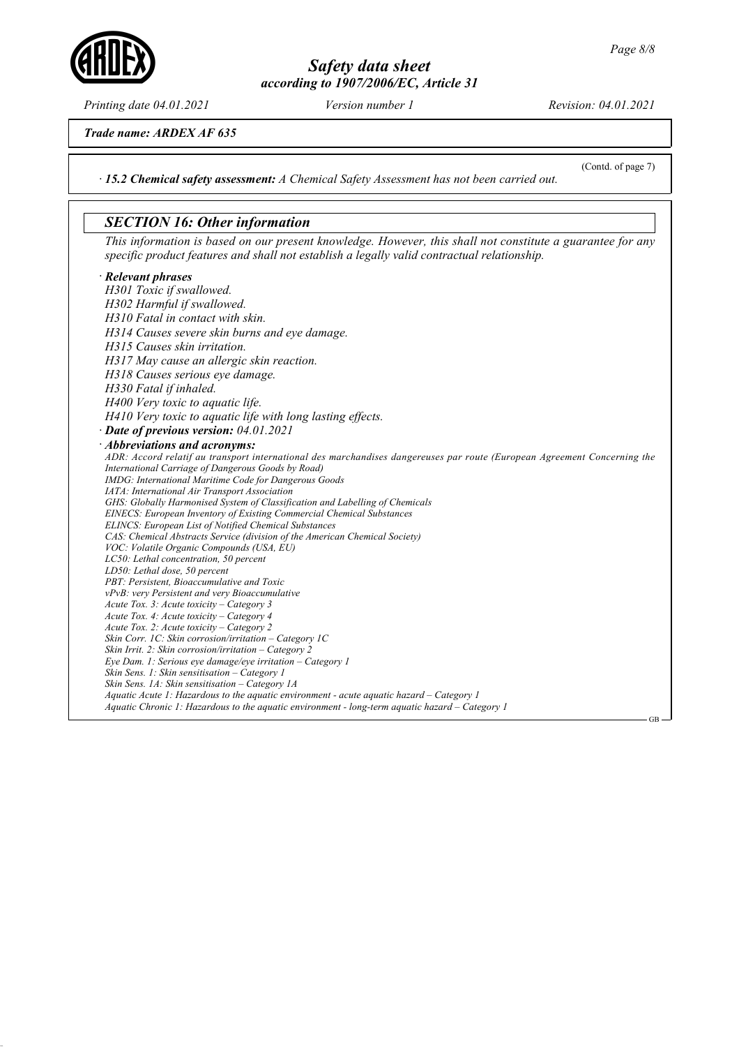*Trade name: ARDEX AF 635*

(Contd. of page 7)

· ***15.2 Chemical safety assessment:*** *A Chemical Safety Assessment has not been carried out.*

## *SECTION 16: Other information*

*This information is based on our present knowledge. However, this shall not constitute a guarantee for any specific product features and shall not establish a legally valid contractual relationship.*

· ***Relevant phrases***

*H301 Toxic if swallowed.*
*H302 Harmful if swallowed.*
*H310 Fatal in contact with skin.*
*H314 Causes severe skin burns and eye damage.*
*H315 Causes skin irritation.*
*H317 May cause an allergic skin reaction.*
*H318 Causes serious eye damage.*
*H330 Fatal if inhaled.*
*H400 Very toxic to aquatic life.*
*H410 Very toxic to aquatic life with long lasting effects.*

· ***Date of previous version:*** *04.01.2021*

· ***Abbreviations and acronyms:***

*ADR: Accord relatif au transport international des marchandises dangereuses par route (European Agreement Concerning the International Carriage of Dangerous Goods by Road)*
*IMDG: International Maritime Code for Dangerous Goods*
*IATA: International Air Transport Association*
*GHS: Globally Harmonised System of Classification and Labelling of Chemicals*
*EINECS: European Inventory of Existing Commercial Chemical Substances*
*ELINCS: European List of Notified Chemical Substances*
*CAS: Chemical Abstracts Service (division of the American Chemical Society)*
*VOC: Volatile Organic Compounds (USA, EU)*
*LC50: Lethal concentration, 50 percent*
*LD50: Lethal dose, 50 percent*
*PBT: Persistent, Bioaccumulative and Toxic*
*vPvB: very Persistent and very Bioaccumulative*
*Acute Tox. 3: Acute toxicity – Category 3*
*Acute Tox. 4: Acute toxicity – Category 4*
*Acute Tox. 2: Acute toxicity – Category 2*
*Skin Corr. 1C: Skin corrosion/irritation – Category 1C*
*Skin Irrit. 2: Skin corrosion/irritation – Category 2*
*Eye Dam. 1: Serious eye damage/eye irritation – Category 1*
*Skin Sens. 1: Skin sensitisation – Category 1*
*Skin Sens. 1A: Skin sensitisation – Category 1A*
*Aquatic Acute 1: Hazardous to the aquatic environment - acute aquatic hazard – Category 1*
*Aquatic Chronic 1: Hazardous to the aquatic environment - long-term aquatic hazard – Category 1*

GB